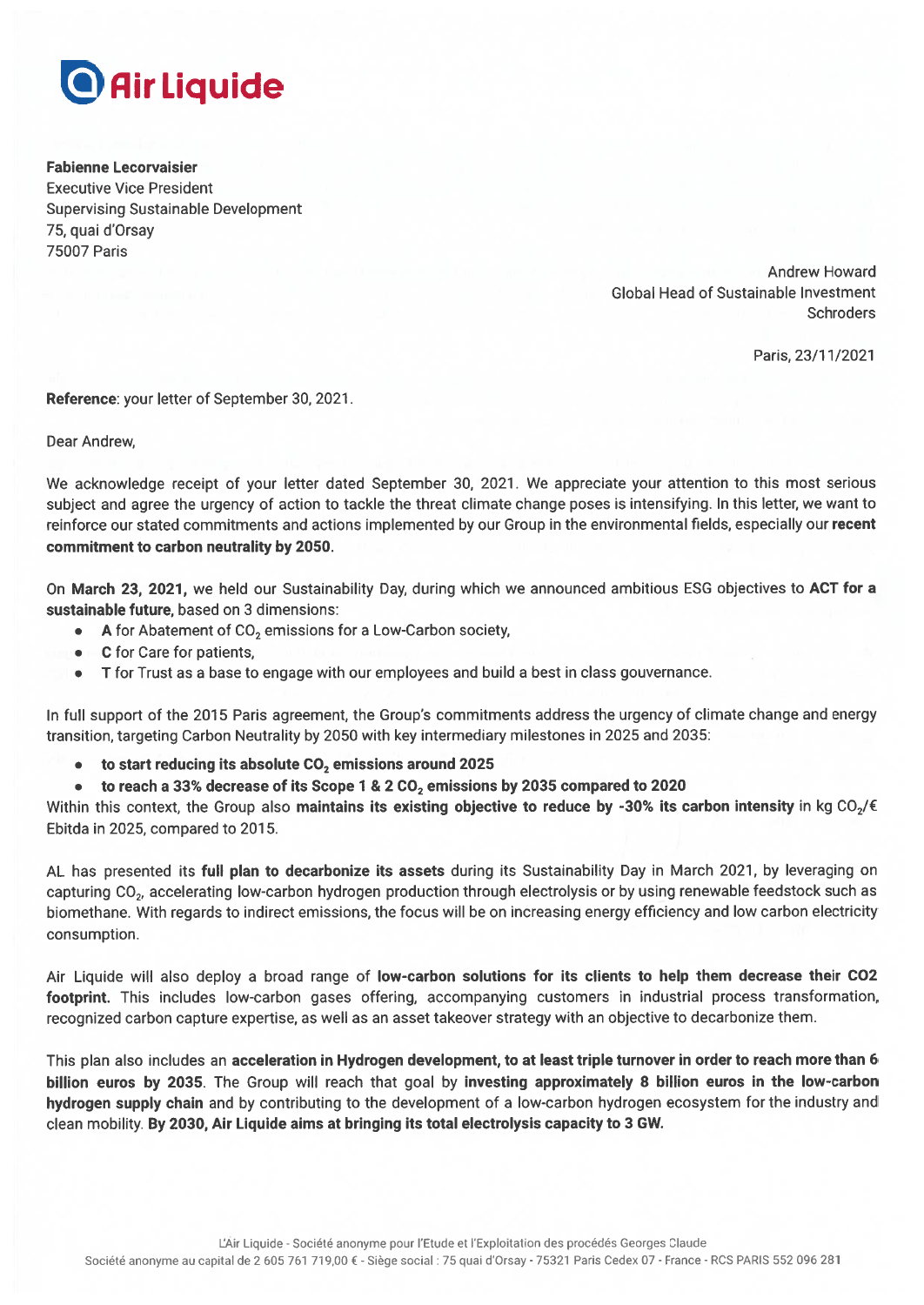**Air Liquide**

**Fabienne Lecorvaisier**
Executive Vice President
Supervising Sustainable Development
75, quai d'Orsay
75007 Paris

Andrew Howard
Global Head of Sustainable Investment
Schroders

Paris, 23/11/2021

**Reference**: your letter of September 30, 2021.

Dear Andrew,

We acknowledge receipt of your letter dated September 30, 2021. We appreciate your attention to this most serious subject and agree the urgency of action to tackle the threat climate change poses is intensifying. In this letter, we want to reinforce our stated commitments and actions implemented by our Group in the environmental fields, especially our **recent commitment to carbon neutrality by 2050.**

On **March 23, 2021,** we held our Sustainability Day, during which we announced ambitious ESG objectives to **ACT for a sustainable future,** based on 3 dimensions:

- **A** for Abatement of $CO_2$ emissions for a Low-Carbon society,
- **C** for Care for patients,
- **T** for Trust as a base to engage with our employees and build a best in class gouvernance.

In full support of the 2015 Paris agreement, the Group's commitments address the urgency of climate change and energy transition, targeting Carbon Neutrality by 2050 with key intermediary milestones in 2025 and 2035:

- **to start reducing its absolute $CO_2$ emissions around 2025**
- **to reach a 33% decrease of its Scope 1 & 2 $CO_2$ emissions by 2035 compared to 2020**

Within this context, the Group also **maintains its existing objective to reduce by -30% its carbon intensity** in kg $CO_2$/€ Ebitda in 2025, compared to 2015.

AL has presented its **full plan to decarbonize its assets** during its Sustainability Day in March 2021, by leveraging on capturing $CO_2$, accelerating low-carbon hydrogen production through electrolysis or by using renewable feedstock such as biomethane. With regards to indirect emissions, the focus will be on increasing energy efficiency and low carbon electricity consumption.

Air Liquide will also deploy a broad range of **low-carbon solutions for its clients to help them decrease their CO2 footprint.** This includes low-carbon gases offering, accompanying customers in industrial process transformation, recognized carbon capture expertise, as well as an asset takeover strategy with an objective to decarbonize them.

This plan also includes an **acceleration in Hydrogen development, to at least triple turnover in order to reach more than 6 billion euros by 2035**. The Group will reach that goal by **investing approximately 8 billion euros in the low-carbon hydrogen supply chain** and by contributing to the development of a low-carbon hydrogen ecosystem for the industry and clean mobility. **By 2030, Air Liquide aims at bringing its total electrolysis capacity to 3 GW.**

L'Air Liquide - Société anonyme pour l'Etude et l'Exploitation des procédés Georges Claude
Société anonyme au capital de 2 605 761 719,00 € - Siège social : 75 quai d'Orsay - 75321 Paris Cedex 07 - France - RCS PARIS 552 096 281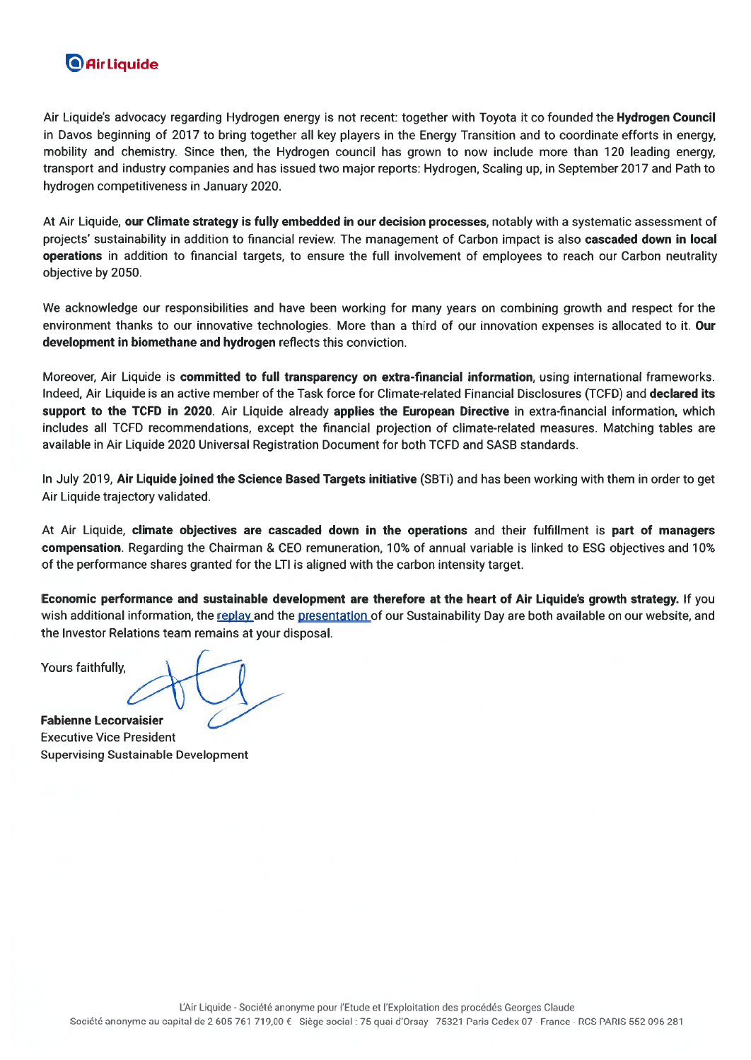Air Liquide's advocacy regarding Hydrogen energy is not recent: together with Toyota it co founded the **Hydrogen Council** in Davos beginning of 2017 to bring together all key players in the Energy Transition and to coordinate efforts in energy, mobility and chemistry. Since then, the Hydrogen council has grown to now include more than 120 leading energy, transport and industry companies and has issued two major reports: Hydrogen, Scaling up, in September 2017 and Path to hydrogen competitiveness in January 2020.

At Air Liquide, **our Climate strategy is fully embedded in our decision processes,** notably with a systematic assessment of projects' sustainability in addition to financial review. The management of Carbon impact is also **cascaded down in local operations** in addition to financial targets, to ensure the full involvement of employees to reach our Carbon neutrality objective by 2050.

We acknowledge our responsibilities and have been working for many years on combining growth and respect for the environment thanks to our innovative technologies. More than a third of our innovation expenses is allocated to it. **Our development in biomethane and hydrogen** reflects this conviction.

Moreover, Air Liquide is **committed to full transparency on extra-financial information**, using international frameworks. Indeed, Air Liquide is an active member of the Task force for Climate-related Financial Disclosures (TCFD) and **declared its support to the TCFD in 2020**. Air Liquide already **applies the European Directive** in extra-financial information, which includes all TCFD recommendations, except the financial projection of climate-related measures. Matching tables are available in Air Liquide 2020 Universal Registration Document for both TCFD and SASB standards.

In July 2019, **Air Liquide joined the Science Based Targets initiative** (SBTi) and has been working with them in order to get Air Liquide trajectory validated.

At Air Liquide, **climate objectives are cascaded down in the operations** and their fulfillment is **part of managers compensation**. Regarding the Chairman & CEO remuneration, 10% of annual variable is linked to ESG objectives and 10% of the performance shares granted for the LTI is aligned with the carbon intensity target.

**Economic performance and sustainable development are therefore at the heart of Air Liquide's growth strategy.** If you wish additional information, the replay and the presentation of our Sustainability Day are both available on our website, and the Investor Relations team remains at your disposal.

Yours faithfully,

**Fabienne Lecorvaisier**
Executive Vice President
Supervising Sustainable Development

L'Air Liquide - Société anonyme pour l'Etude et l'Exploitation des procédés Georges Claude
Société anonyme au capital de 2 605 761 719,00 € Siège social : 75 quai d'Orsay 75321 Paris Cedex 07 · France · RCS PARIS 552 096 281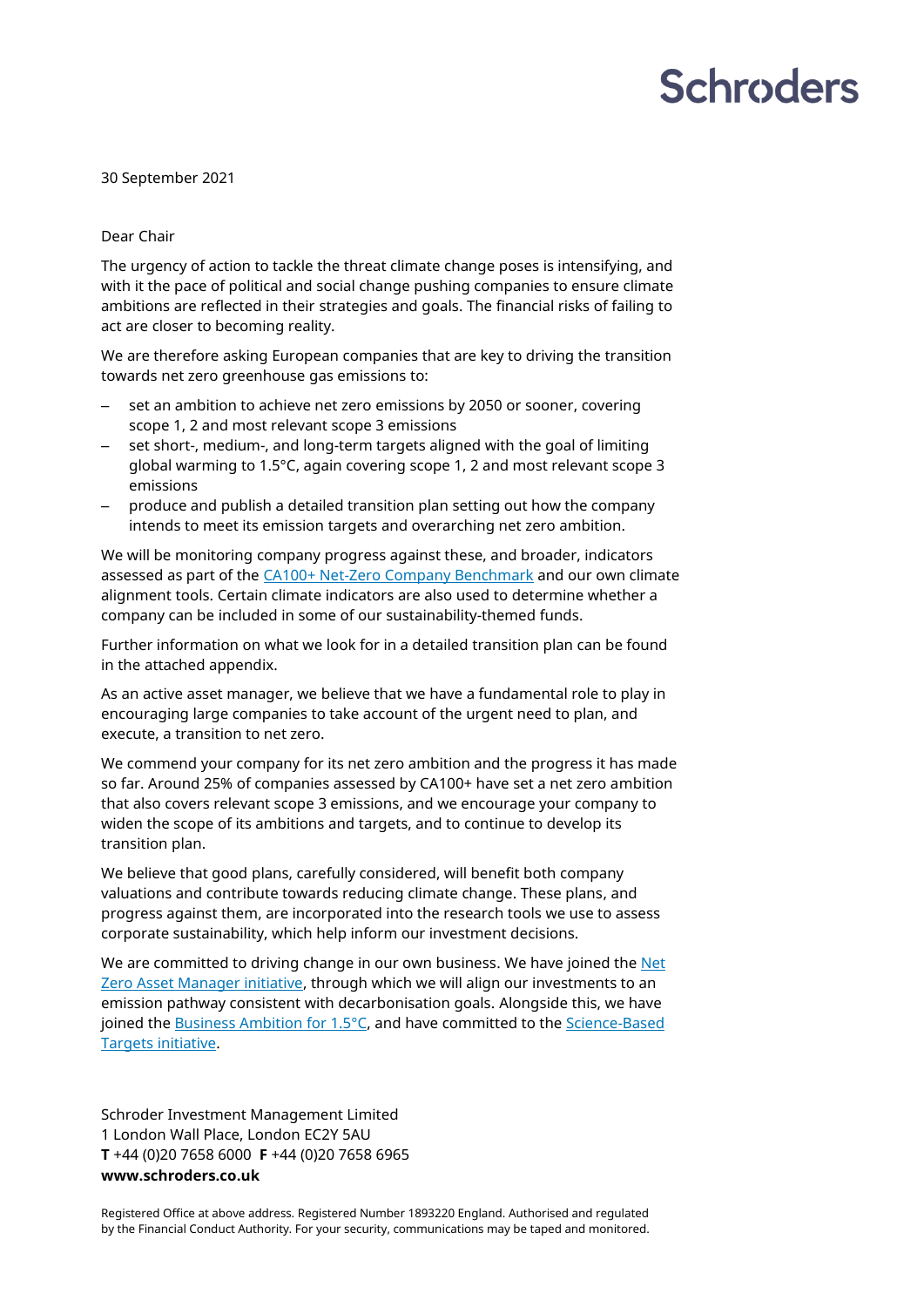Schroders

30 September 2021

Dear Chair

The urgency of action to tackle the threat climate change poses is intensifying, and with it the pace of political and social change pushing companies to ensure climate ambitions are reflected in their strategies and goals. The financial risks of failing to act are closer to becoming reality.

We are therefore asking European companies that are key to driving the transition towards net zero greenhouse gas emissions to:

– set an ambition to achieve net zero emissions by 2050 or sooner, covering scope 1, 2 and most relevant scope 3 emissions
– set short-, medium-, and long-term targets aligned with the goal of limiting global warming to 1.5°C, again covering scope 1, 2 and most relevant scope 3 emissions
– produce and publish a detailed transition plan setting out how the company intends to meet its emission targets and overarching net zero ambition.

We will be monitoring company progress against these, and broader, indicators assessed as part of the CA100+ Net-Zero Company Benchmark and our own climate alignment tools. Certain climate indicators are also used to determine whether a company can be included in some of our sustainability-themed funds.

Further information on what we look for in a detailed transition plan can be found in the attached appendix.

As an active asset manager, we believe that we have a fundamental role to play in encouraging large companies to take account of the urgent need to plan, and execute, a transition to net zero.

We commend your company for its net zero ambition and the progress it has made so far. Around 25% of companies assessed by CA100+ have set a net zero ambition that also covers relevant scope 3 emissions, and we encourage your company to widen the scope of its ambitions and targets, and to continue to develop its transition plan.

We believe that good plans, carefully considered, will benefit both company valuations and contribute towards reducing climate change. These plans, and progress against them, are incorporated into the research tools we use to assess corporate sustainability, which help inform our investment decisions.

We are committed to driving change in our own business. We have joined the Net Zero Asset Manager initiative, through which we will align our investments to an emission pathway consistent with decarbonisation goals. Alongside this, we have joined the Business Ambition for 1.5°C, and have committed to the Science-Based Targets initiative.

Schroder Investment Management Limited
1 London Wall Place, London EC2Y 5AU
**T** +44 (0)20 7658 6000 **F** +44 (0)20 7658 6965
**www.schroders.co.uk**

Registered Office at above address. Registered Number 1893220 England. Authorised and regulated by the Financial Conduct Authority. For your security, communications may be taped and monitored.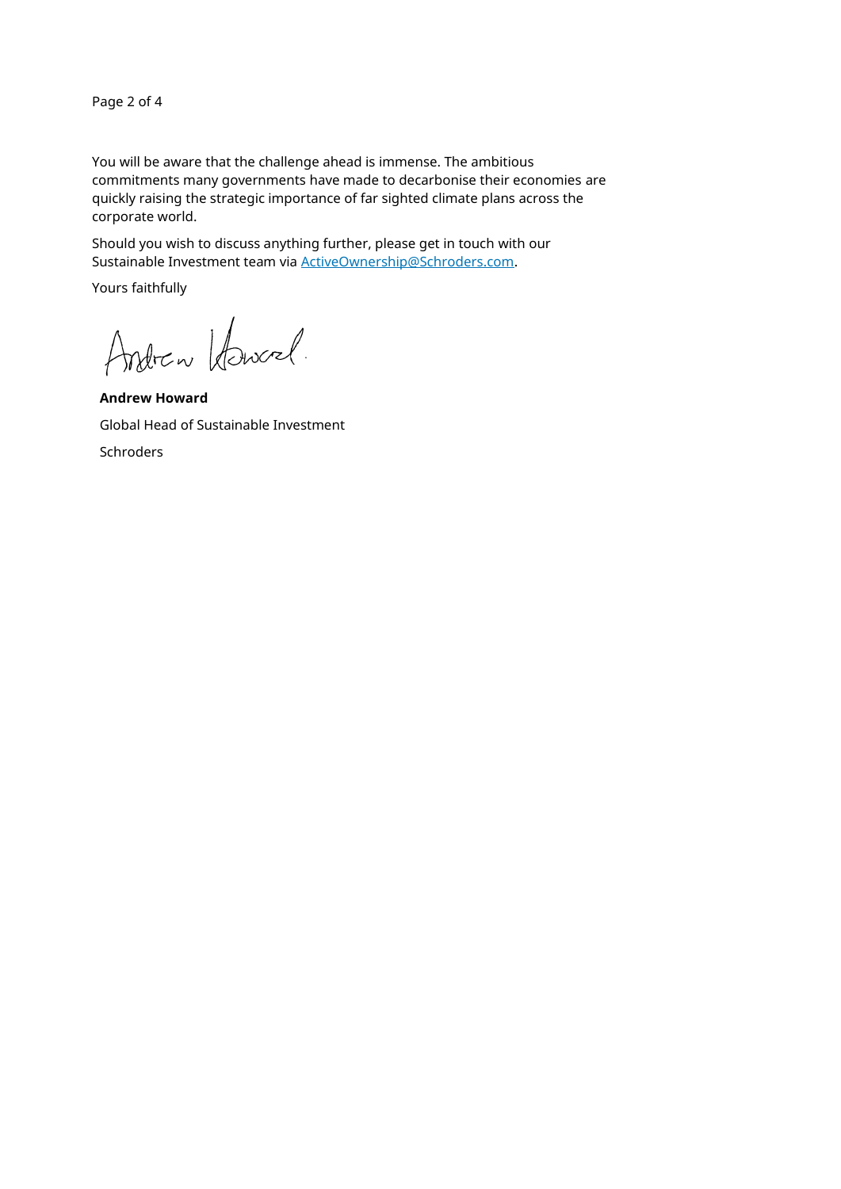You will be aware that the challenge ahead is immense. The ambitious commitments many governments have made to decarbonise their economies are quickly raising the strategic importance of far sighted climate plans across the corporate world.

Should you wish to discuss anything further, please get in touch with our Sustainable Investment team via ActiveOwnership@Schroders.com.

Yours faithfully

**Andrew Howard**

Global Head of Sustainable Investment

Schroders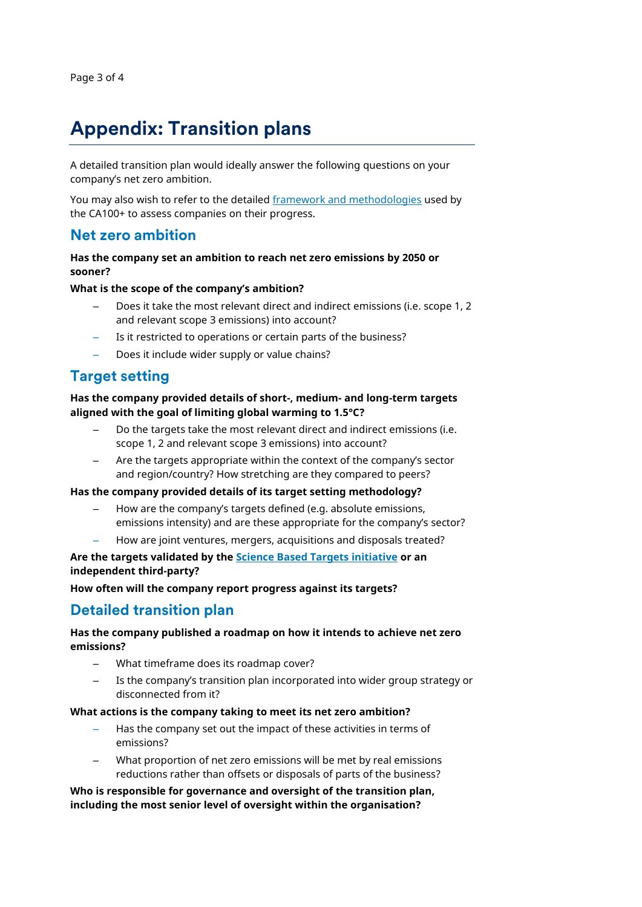# Appendix: Transition plans

A detailed transition plan would ideally answer the following questions on your company's net zero ambition.

You may also wish to refer to the detailed framework and methodologies used by the CA100+ to assess companies on their progress.

## Net zero ambition

**Has the company set an ambition to reach net zero emissions by 2050 or sooner?**

**What is the scope of the company's ambition?**

- Does it take the most relevant direct and indirect emissions (i.e. scope 1, 2 and relevant scope 3 emissions) into account?
- Is it restricted to operations or certain parts of the business?
- Does it include wider supply or value chains?

## Target setting

**Has the company provided details of short-, medium- and long-term targets aligned with the goal of limiting global warming to 1.5°C?**

- Do the targets take the most relevant direct and indirect emissions (i.e. scope 1, 2 and relevant scope 3 emissions) into account?
- Are the targets appropriate within the context of the company's sector and region/country? How stretching are they compared to peers?

**Has the company provided details of its target setting methodology?**

- How are the company's targets defined (e.g. absolute emissions, emissions intensity) and are these appropriate for the company's sector?
- How are joint ventures, mergers, acquisitions and disposals treated?

**Are the targets validated by the Science Based Targets initiative or an independent third-party?**

**How often will the company report progress against its targets?**

## Detailed transition plan

**Has the company published a roadmap on how it intends to achieve net zero emissions?**

- What timeframe does its roadmap cover?
- Is the company's transition plan incorporated into wider group strategy or disconnected from it?

**What actions is the company taking to meet its net zero ambition?**

- Has the company set out the impact of these activities in terms of emissions?
- What proportion of net zero emissions will be met by real emissions reductions rather than offsets or disposals of parts of the business?

**Who is responsible for governance and oversight of the transition plan, including the most senior level of oversight within the organisation?**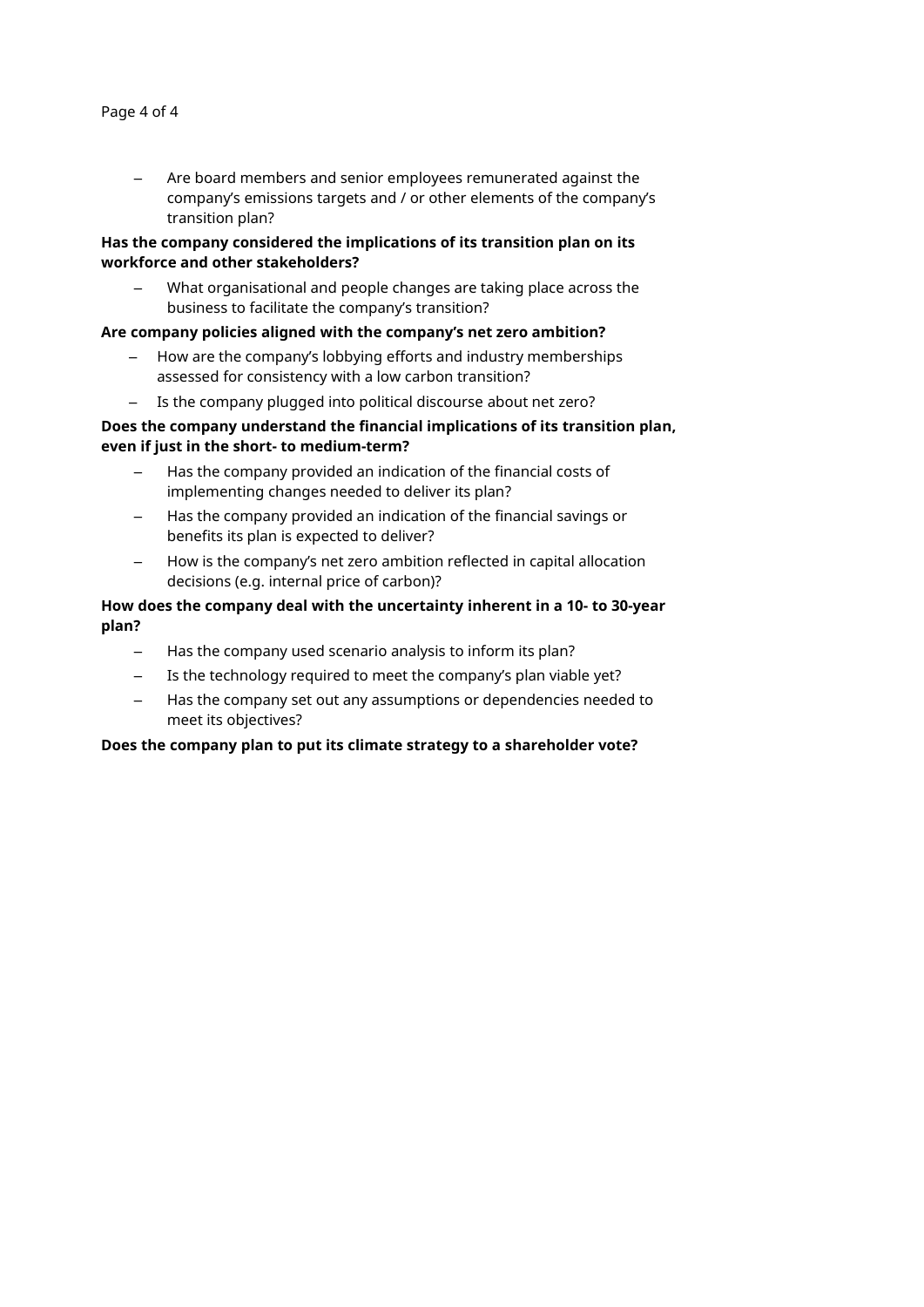- Are board members and senior employees remunerated against the company's emissions targets and / or other elements of the company's transition plan?

**Has the company considered the implications of its transition plan on its workforce and other stakeholders?**

- What organisational and people changes are taking place across the business to facilitate the company's transition?

**Are company policies aligned with the company's net zero ambition?**

- How are the company's lobbying efforts and industry memberships assessed for consistency with a low carbon transition?
- Is the company plugged into political discourse about net zero?

**Does the company understand the financial implications of its transition plan, even if just in the short- to medium-term?**

- Has the company provided an indication of the financial costs of implementing changes needed to deliver its plan?
- Has the company provided an indication of the financial savings or benefits its plan is expected to deliver?
- How is the company's net zero ambition reflected in capital allocation decisions (e.g. internal price of carbon)?

**How does the company deal with the uncertainty inherent in a 10- to 30-year plan?**

- Has the company used scenario analysis to inform its plan?
- Is the technology required to meet the company's plan viable yet?
- Has the company set out any assumptions or dependencies needed to meet its objectives?

**Does the company plan to put its climate strategy to a shareholder vote?**